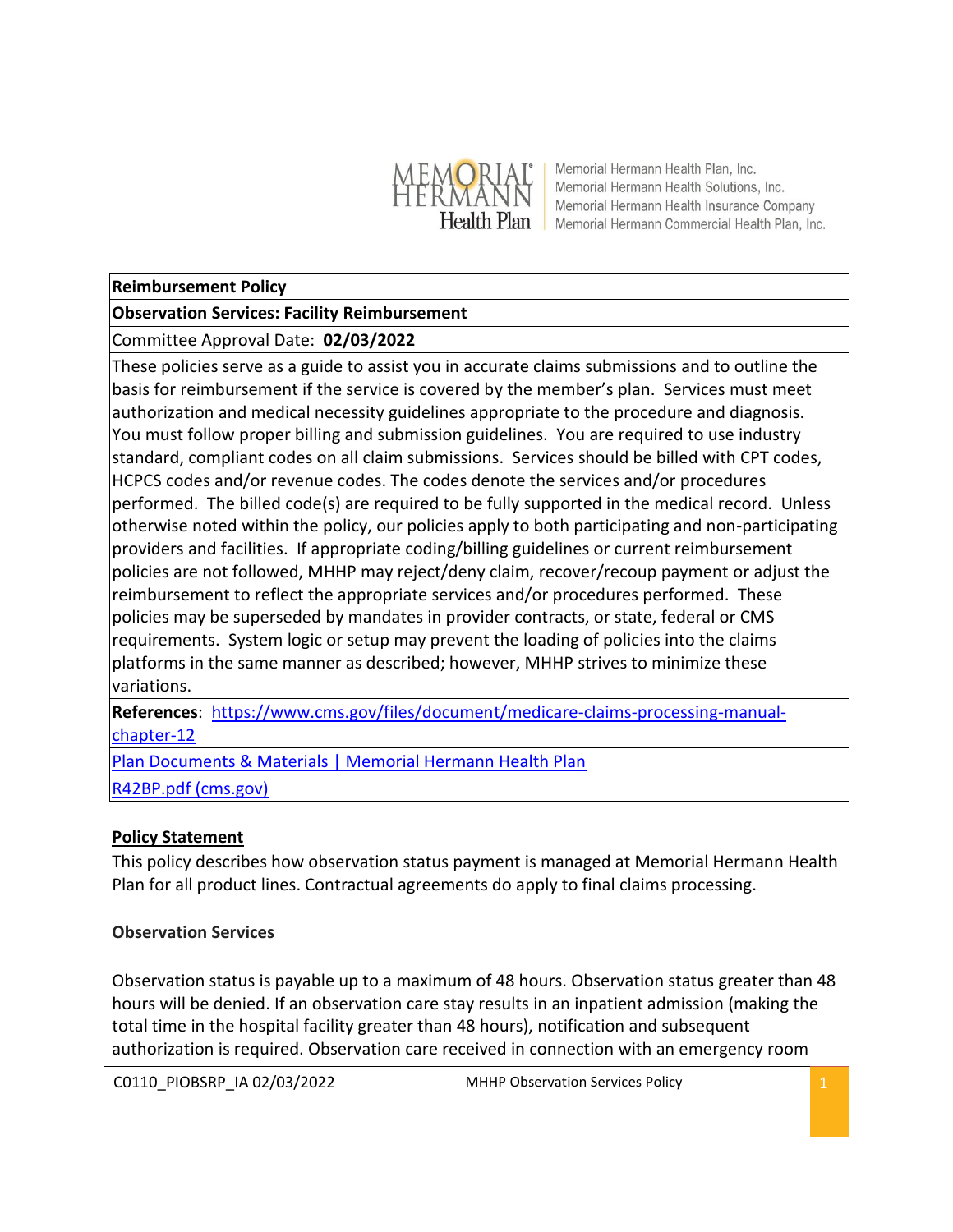Memorial Hermann Health Plan, Inc.
Memorial Hermann Health Solutions, Inc.
Memorial Hermann Health Insurance Company
Memorial Hermann Commercial Health Plan, Inc.

| **Reimbursement Policy** |
|---|
| **Observation Services: Facility Reimbursement** |
| Committee Approval Date: **02/03/2022** |
| These policies serve as a guide to assist you in accurate claims submissions and to outline the basis for reimbursement if the service is covered by the member's plan. Services must meet authorization and medical necessity guidelines appropriate to the procedure and diagnosis. You must follow proper billing and submission guidelines. You are required to use industry standard, compliant codes on all claim submissions. Services should be billed with CPT codes, HCPCS codes and/or revenue codes. The codes denote the services and/or procedures performed. The billed code(s) are required to be fully supported in the medical record. Unless otherwise noted within the policy, our policies apply to both participating and non-participating providers and facilities. If appropriate coding/billing guidelines or current reimbursement policies are not followed, MHHP may reject/deny claim, recover/recoup payment or adjust the reimbursement to reflect the appropriate services and/or procedures performed. These policies may be superseded by mandates in provider contracts, or state, federal or CMS requirements. System logic or setup may prevent the loading of policies into the claims platforms in the same manner as described; however, MHHP strives to minimize these variations. |
| **References**: https://www.cms.gov/files/document/medicare-claims-processing-manual-chapter-12 |
| Plan Documents & Materials \| Memorial Hermann Health Plan |
| R42BP.pdf (cms.gov) |

## Policy Statement

This policy describes how observation status payment is managed at Memorial Hermann Health Plan for all product lines. Contractual agreements do apply to final claims processing.

### Observation Services

Observation status is payable up to a maximum of 48 hours. Observation status greater than 48 hours will be denied. If an observation care stay results in an inpatient admission (making the total time in the hospital facility greater than 48 hours), notification and subsequent authorization is required. Observation care received in connection with an emergency room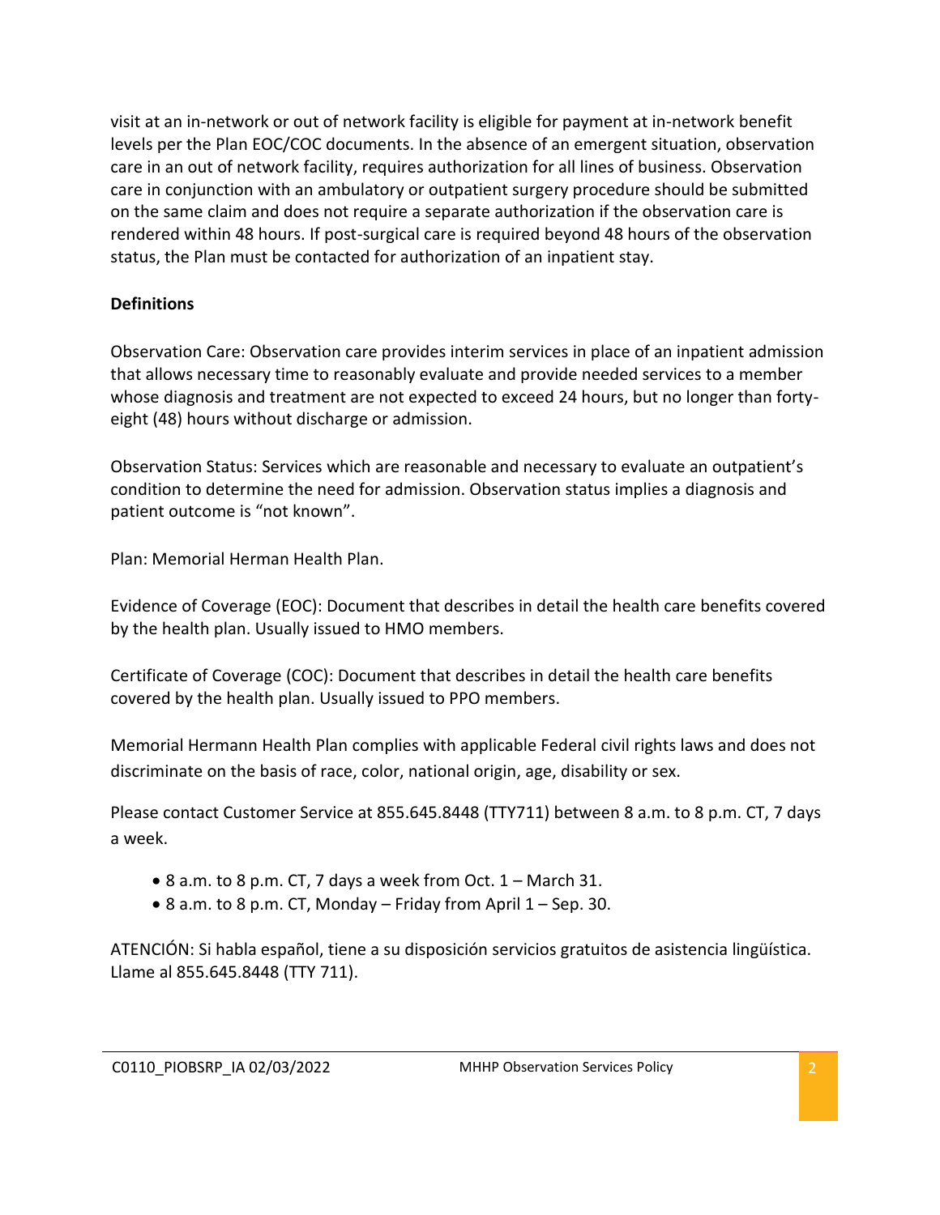visit at an in-network or out of network facility is eligible for payment at in-network benefit levels per the Plan EOC/COC documents. In the absence of an emergent situation, observation care in an out of network facility, requires authorization for all lines of business. Observation care in conjunction with an ambulatory or outpatient surgery procedure should be submitted on the same claim and does not require a separate authorization if the observation care is rendered within 48 hours. If post-surgical care is required beyond 48 hours of the observation status, the Plan must be contacted for authorization of an inpatient stay.

**Definitions**

Observation Care: Observation care provides interim services in place of an inpatient admission that allows necessary time to reasonably evaluate and provide needed services to a member whose diagnosis and treatment are not expected to exceed 24 hours, but no longer than forty-eight (48) hours without discharge or admission.

Observation Status: Services which are reasonable and necessary to evaluate an outpatient's condition to determine the need for admission. Observation status implies a diagnosis and patient outcome is "not known".

Plan: Memorial Herman Health Plan.

Evidence of Coverage (EOC): Document that describes in detail the health care benefits covered by the health plan. Usually issued to HMO members.

Certificate of Coverage (COC): Document that describes in detail the health care benefits covered by the health plan. Usually issued to PPO members.

Memorial Hermann Health Plan complies with applicable Federal civil rights laws and does not discriminate on the basis of race, color, national origin, age, disability or sex.

Please contact Customer Service at 855.645.8448 (TTY711) between 8 a.m. to 8 p.m. CT, 7 days a week.

- 8 a.m. to 8 p.m. CT, 7 days a week from Oct. 1 – March 31.
- 8 a.m. to 8 p.m. CT, Monday – Friday from April 1 – Sep. 30.

ATENCIÓN: Si habla español, tiene a su disposición servicios gratuitos de asistencia lingüística. Llame al 855.645.8448 (TTY 711).

C0110_PIOBSRP_IA 02/03/2022